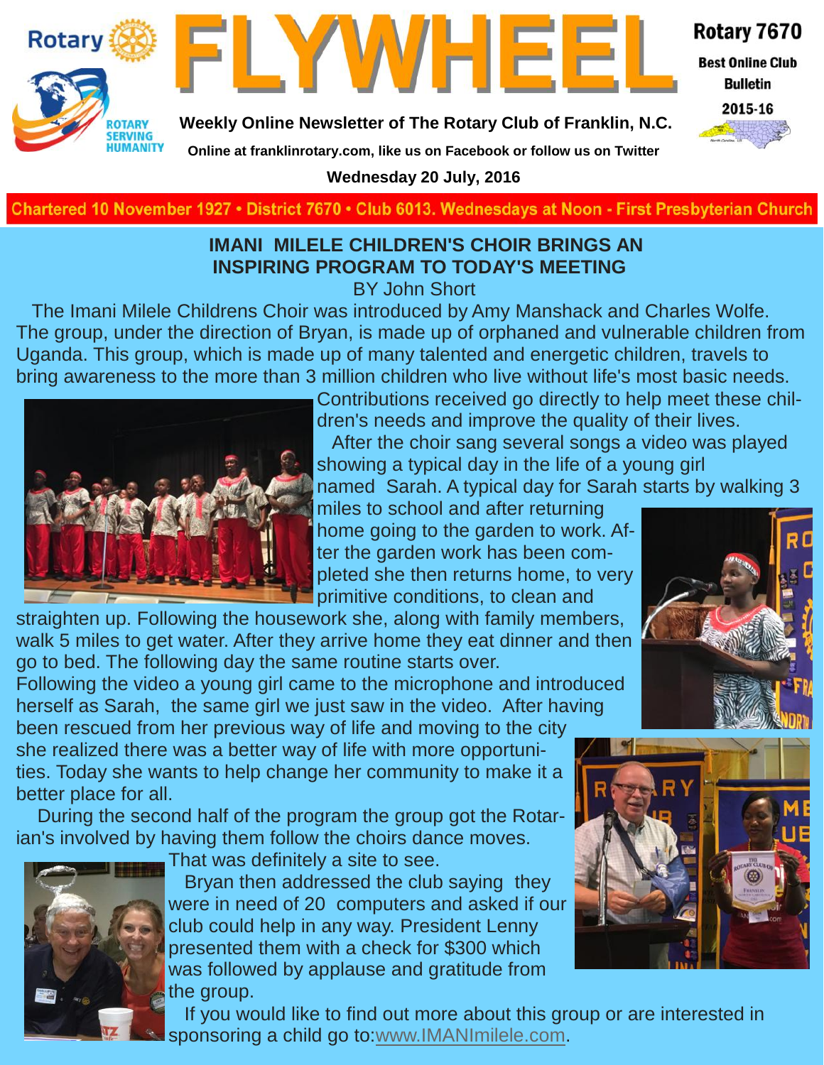# FLYWHEEL

**Weekly Online Newsletter of The Rotary Club of Franklin, N.C.**

**Online at franklinrotary.com, like us on Facebook or follow us on Twitter**

**Wednesday 20 July, 2016**

Rotary 7670
Best Online Club Bulletin
2015-16

Chartered 10 November 1927 • District 7670 • Club 6013. Wednesdays at Noon - First Presbyterian Church

## IMANI MILELE CHILDREN'S CHOIR BRINGS AN INSPIRING PROGRAM TO TODAY'S MEETING

BY John Short

The Imani Milele Childrens Choir was introduced by Amy Manshack and Charles Wolfe. The group, under the direction of Bryan, is made up of orphaned and vulnerable children from Uganda. This group, which is made up of many talented and energetic children, travels to bring awareness to the more than 3 million children who live without life's most basic needs. Contributions received go directly to help meet these children's needs and improve the quality of their lives.

After the choir sang several songs a video was played showing a typical day in the life of a young girl named Sarah. A typical day for Sarah starts by walking 3 miles to school and after returning home going to the garden to work. After the garden work has been completed she then returns home, to very primitive conditions, to clean and straighten up. Following the housework she, along with family members, walk 5 miles to get water. After they arrive home they eat dinner and then go to bed. The following day the same routine starts over.

Following the video a young girl came to the microphone and introduced herself as Sarah, the same girl we just saw in the video. After having been rescued from her previous way of life and moving to the city she realized there was a better way of life with more opportunities. Today she wants to help change her community to make it a better place for all.

During the second half of the program the group got the Rotarian's involved by having them follow the choirs dance moves. That was definitely a site to see.

Bryan then addressed the club saying they were in need of 20 computers and asked if our club could help in any way. President Lenny presented them with a check for $300 which was followed by applause and gratitude from the group.

If you would like to find out more about this group or are interested in sponsoring a child go to: www.IMANImilele.com.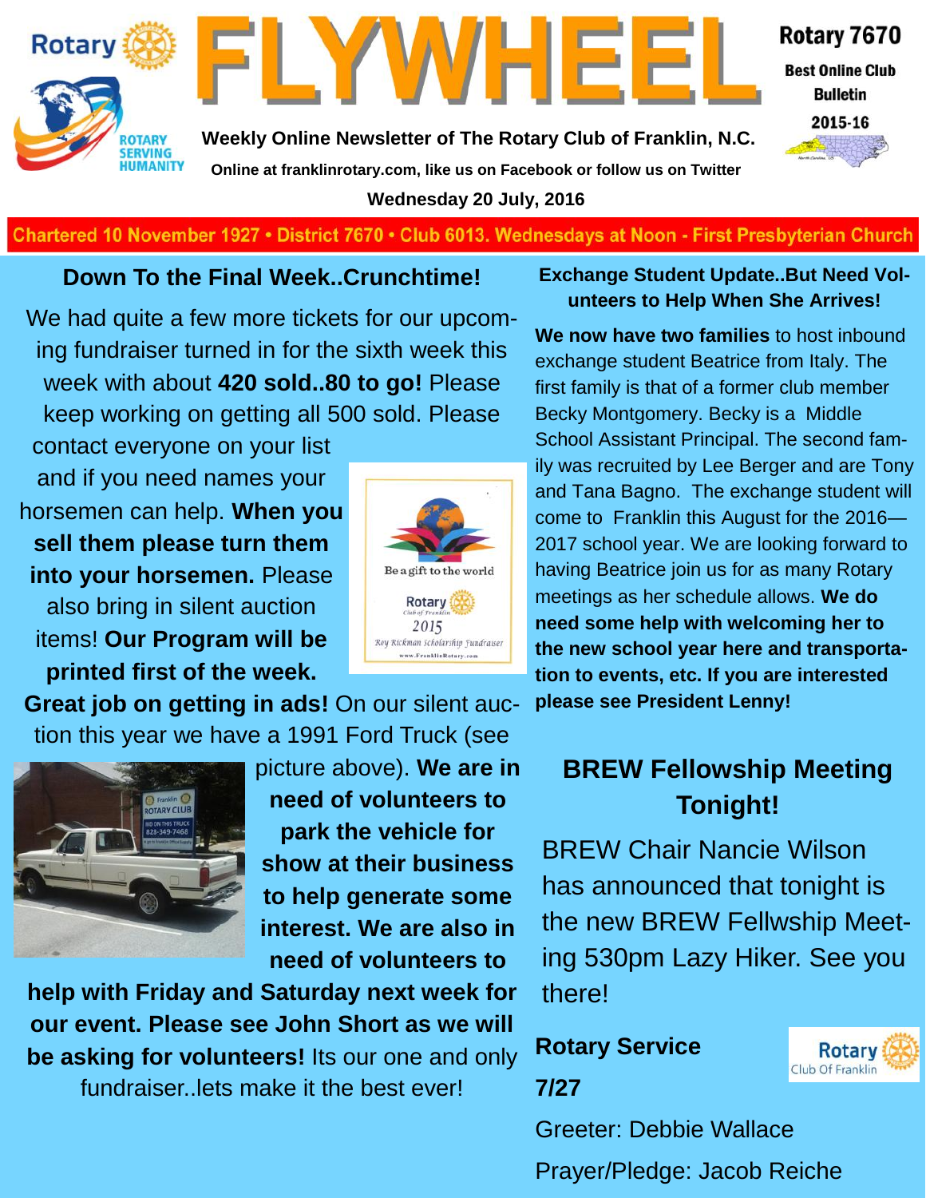# FLYWHEEL

**Rotary 7670**
**Best Online Club Bulletin**
**2015-16**

**Weekly Online Newsletter of The Rotary Club of Franklin, N.C.**
**Online at franklinrotary.com, like us on Facebook or follow us on Twitter**
**Wednesday 20 July, 2016**

Chartered 10 November 1927 • District 7670 • Club 6013. Wednesdays at Noon - First Presbyterian Church

## Down To the Final Week..Crunchtime!

We had quite a few more tickets for our upcoming fundraiser turned in for the sixth week this week with about **420 sold..80 to go!** Please keep working on getting all 500 sold. Please contact everyone on your list and if you need names your horsemen can help. **When you sell them please turn them into your horsemen.** Please also bring in silent auction items! **Our Program will be printed first of the week.**

**Great job on getting in ads!** On our silent auction this year we have a 1991 Ford Truck (see picture above). **We are in need of volunteers to park the vehicle for show at their business to help generate some interest. We are also in need of volunteers to help with Friday and Saturday next week for our event. Please see John Short as we will be asking for volunteers!** Its our one and only fundraiser..lets make it the best ever!

## Exchange Student Update..But Need Volunteers to Help When She Arrives!

**We now have two families** to host inbound exchange student Beatrice from Italy. The first family is that of a former club member Becky Montgomery. Becky is a Middle School Assistant Principal. The second family was recruited by Lee Berger and are Tony and Tana Bagno. The exchange student will come to Franklin this August for the 2016—2017 school year. We are looking forward to having Beatrice join us for as many Rotary meetings as her schedule allows. **We do need some help with welcoming her to the new school year here and transportation to events, etc. If you are interested please see President Lenny!**

## BREW Fellowship Meeting Tonight!

BREW Chair Nancie Wilson has announced that tonight is the new BREW Fellwship Meeting 530pm Lazy Hiker. See you there!

**Rotary Service**

**7/27**

Greeter: Debbie Wallace

Prayer/Pledge: Jacob Reiche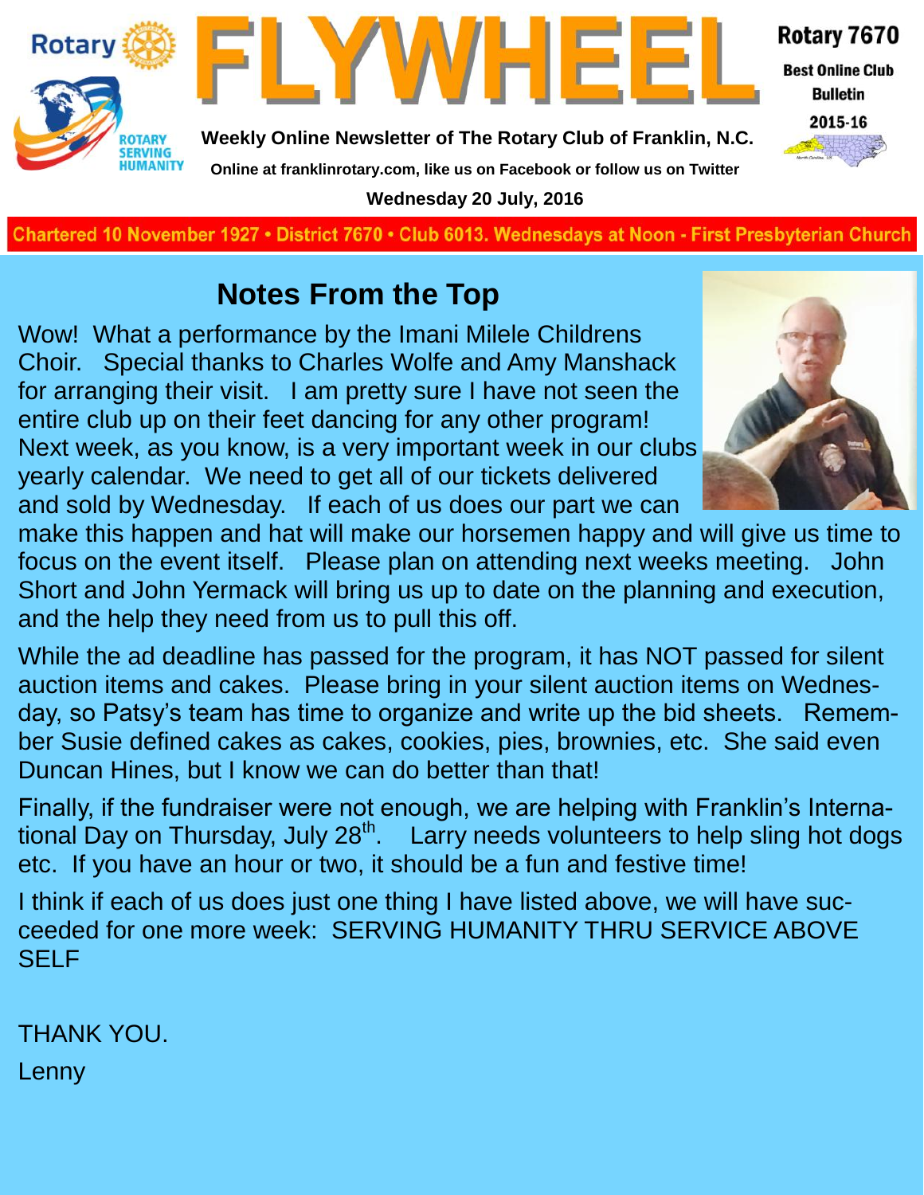# FLYWHEEL

**Rotary 7670**
**Best Online Club Bulletin**
**2015-16**

**Weekly Online Newsletter of The Rotary Club of Franklin, N.C.**

**Online at franklinrotary.com, like us on Facebook or follow us on Twitter**

**Wednesday 20 July, 2016**

**Chartered 10 November 1927 • District 7670 • Club 6013. Wednesdays at Noon - First Presbyterian Church**

## Notes From the Top

Wow! What a performance by the Imani Milele Childrens Choir. Special thanks to Charles Wolfe and Amy Manshack for arranging their visit. I am pretty sure I have not seen the entire club up on their feet dancing for any other program! Next week, as you know, is a very important week in our clubs yearly calendar. We need to get all of our tickets delivered and sold by Wednesday. If each of us does our part we can make this happen and hat will make our horsemen happy and will give us time to focus on the event itself. Please plan on attending next weeks meeting. John Short and John Yermack will bring us up to date on the planning and execution, and the help they need from us to pull this off.

While the ad deadline has passed for the program, it has NOT passed for silent auction items and cakes. Please bring in your silent auction items on Wednesday, so Patsy's team has time to organize and write up the bid sheets. Remember Susie defined cakes as cakes, cookies, pies, brownies, etc. She said even Duncan Hines, but I know we can do better than that!

Finally, if the fundraiser were not enough, we are helping with Franklin's International Day on Thursday, July 28th. Larry needs volunteers to help sling hot dogs etc. If you have an hour or two, it should be a fun and festive time!

I think if each of us does just one thing I have listed above, we will have succeeded for one more week: SERVING HUMANITY THRU SERVICE ABOVE SELF

THANK YOU.

Lenny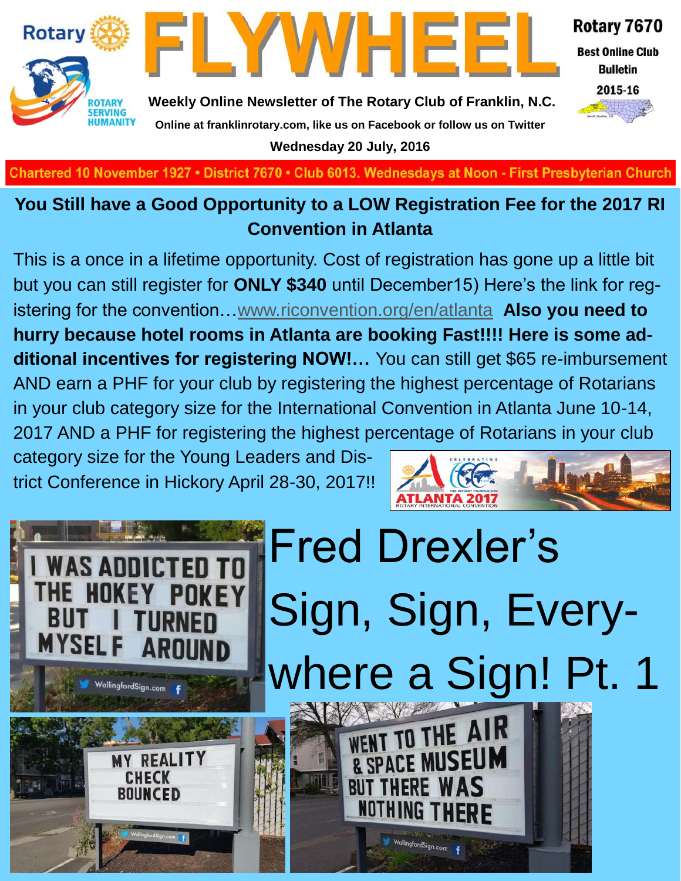# FLYWHEEL

**Rotary 7670**

**Best Online Club Bulletin**

**2015-16**

**Weekly Online Newsletter of The Rotary Club of Franklin, N.C.**

**Online at franklinrotary.com, like us on Facebook or follow us on Twitter**

**Wednesday 20 July, 2016**

Chartered 10 November 1927 • District 7670 • Club 6013. Wednesdays at Noon - First Presbyterian Church

## You Still have a Good Opportunity to a LOW Registration Fee for the 2017 RI Convention in Atlanta

This is a once in a lifetime opportunity. Cost of registration has gone up a little bit but you can still register for **ONLY $340** until December15) Here's the link for registering for the convention…www.riconvention.org/en/atlanta **Also you need to hurry because hotel rooms in Atlanta are booking Fast!!!! Here is some additional incentives for registering NOW!…** You can still get $65 re-imbursement AND earn a PHF for your club by registering the highest percentage of Rotarians in your club category size for the International Convention in Atlanta June 10-14, 2017 AND a PHF for registering the highest percentage of Rotarians in your club category size for the Young Leaders and District Conference in Hickory April 28-30, 2017!!

# Fred Drexler's Sign, Sign, Everywhere a Sign! Pt. 1

I WAS ADDICTED TO THE HOKEY POKEY BUT I TURNED MYSELF AROUND

MY REALITY CHECK BOUNCED

WENT TO THE AIR & SPACE MUSEUM BUT THERE WAS NOTHING THERE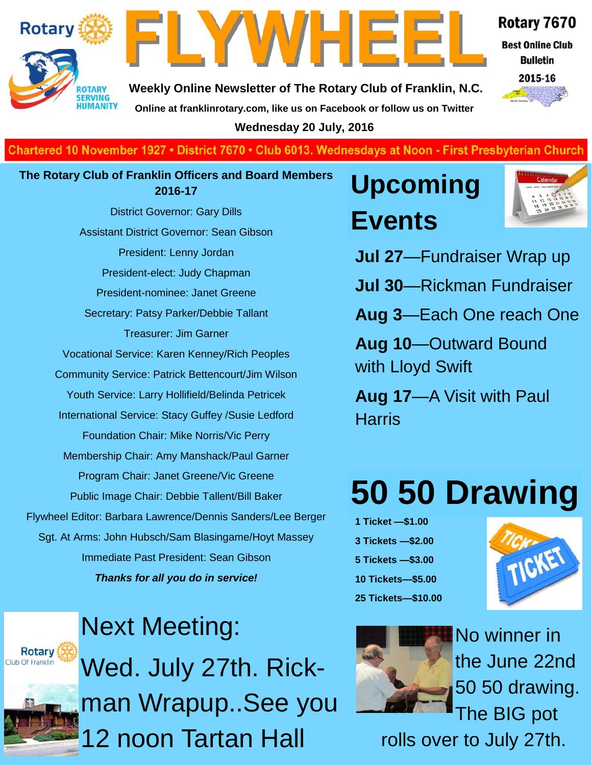Rotary

ROTARY SERVING HUMANITY

# FLYWHEEL

**Weekly Online Newsletter of The Rotary Club of Franklin, N.C.**

**Online at franklinrotary.com, like us on Facebook or follow us on Twitter**

**Wednesday 20 July, 2016**

**Rotary 7670**

**Best Online Club Bulletin**

**2015-16**

Chartered 10 November 1927 • District 7670 • Club 6013. Wednesdays at Noon - First Presbyterian Church

**The Rotary Club of Franklin Officers and Board Members 2016-17**

District Governor: Gary Dills

Assistant District Governor: Sean Gibson

President: Lenny Jordan

President-elect: Judy Chapman

President-nominee: Janet Greene

Secretary: Patsy Parker/Debbie Tallant

Treasurer: Jim Garner

Vocational Service: Karen Kenney/Rich Peoples

Community Service: Patrick Bettencourt/Jim Wilson

Youth Service: Larry Hollifield/Belinda Petricek

International Service: Stacy Guffey /Susie Ledford

Foundation Chair: Mike Norris/Vic Perry

Membership Chair: Amy Manshack/Paul Garner

Program Chair: Janet Greene/Vic Greene

Public Image Chair: Debbie Tallent/Bill Baker

Flywheel Editor: Barbara Lawrence/Dennis Sanders/Lee Berger

Sgt. At Arms: John Hubsch/Sam Blasingame/Hoyt Massey

Immediate Past President: Sean Gibson

***Thanks for all you do in service!***

## Next Meeting:

Wed. July 27th. Rickman Wrapup..See you 12 noon Tartan Hall

## Upcoming Events

**Jul 27**—Fundraiser Wrap up

**Jul 30**—Rickman Fundraiser

**Aug 3**—Each One reach One

**Aug 10**—Outward Bound with Lloyd Swift

**Aug 17**—A Visit with Paul Harris

## 50 50 Drawing

**1 Ticket —$1.00**

**3 Tickets —$2.00**

**5 Tickets —$3.00**

**10 Tickets—$5.00**

**25 Tickets—$10.00**

No winner in the June 22nd 50 50 drawing. The BIG pot rolls over to July 27th.